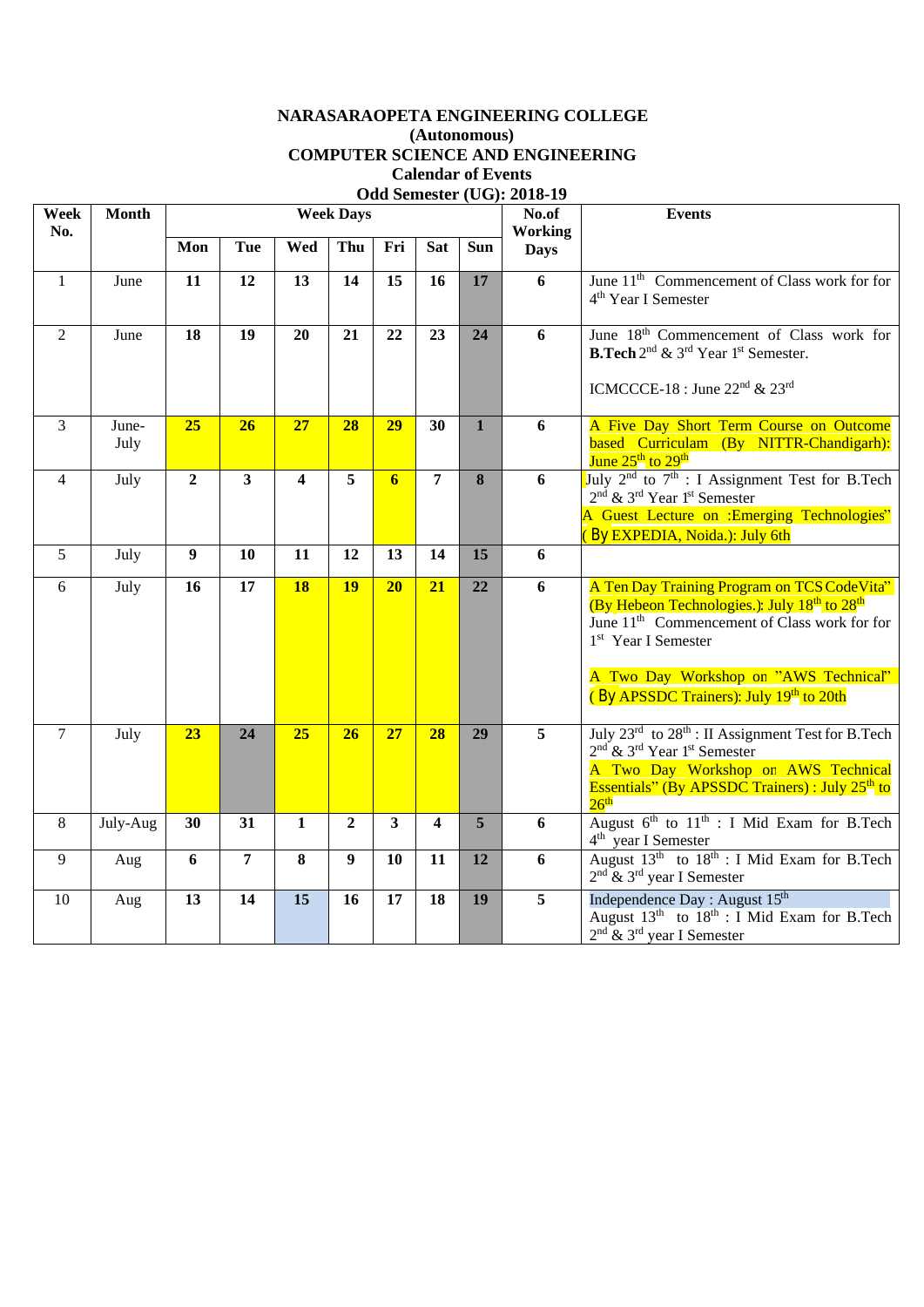**NARASARAOPETA ENGINEERING COLLEGE**
**(Autonomous)**
**COMPUTER SCIENCE AND ENGINEERING**
**Calendar of Events**
**Odd Semester (UG): 2018-19**

| Week No. | Month | Week Days | | | | | | | No.of Working Days | Events |
|---|---|---|---|---|---|---|---|---|---|---|
| | | Mon | Tue | Wed | Thu | Fri | Sat | Sun | | |
| 1 | June | 11 | 12 | 13 | 14 | 15 | 16 | 17 | 6 | June 11th Commencement of Class work for for 4th Year I Semester |
| 2 | June | 18 | 19 | 20 | 21 | 22 | 23 | 24 | 6 | June 18th Commencement of Class work for **B.Tech** 2nd & 3rd Year 1st Semester. ICMCCCE-18 : June 22nd & 23rd |
| 3 | June-July | 25 | 26 | 27 | 28 | 29 | 30 | 1 | 6 | A Five Day Short Term Course on Outcome based Curriculam (By NITTR-Chandigarh): June 25th to 29th |
| 4 | July | 2 | 3 | 4 | 5 | 6 | 7 | 8 | 6 | July 2nd to 7th : I Assignment Test for B.Tech 2nd & 3rd Year 1st Semester. A Guest Lecture on :Emerging Technologies" ( By EXPEDIA, Noida.): July 6th |
| 5 | July | 9 | 10 | 11 | 12 | 13 | 14 | 15 | 6 | |
| 6 | July | 16 | 17 | 18 | 19 | 20 | 21 | 22 | 6 | A Ten Day Training Program on TCS CodeVita" (By Hebeon Technologies.): July 18th to 28th. June 11th Commencement of Class work for for 1st Year I Semester. A Two Day Workshop on "AWS Technical" ( By APSSDC Trainers): July 19th to 20th |
| 7 | July | 23 | 24 | 25 | 26 | 27 | 28 | 29 | 5 | July 23rd to 28th : II Assignment Test for B.Tech 2nd & 3rd Year 1st Semester. A Two Day Workshop on AWS Technical Essentials" (By APSSDC Trainers) : July 25th to 26th |
| 8 | July-Aug | 30 | 31 | 1 | 2 | 3 | 4 | 5 | 6 | August 6th to 11th : I Mid Exam for B.Tech 4th year I Semester |
| 9 | Aug | 6 | 7 | 8 | 9 | 10 | 11 | 12 | 6 | August 13th to 18th : I Mid Exam for B.Tech 2nd & 3rd year I Semester |
| 10 | Aug | 13 | 14 | 15 | 16 | 17 | 18 | 19 | 5 | Independence Day : August 15th. August 13th to 18th : I Mid Exam for B.Tech 2nd & 3rd year I Semester |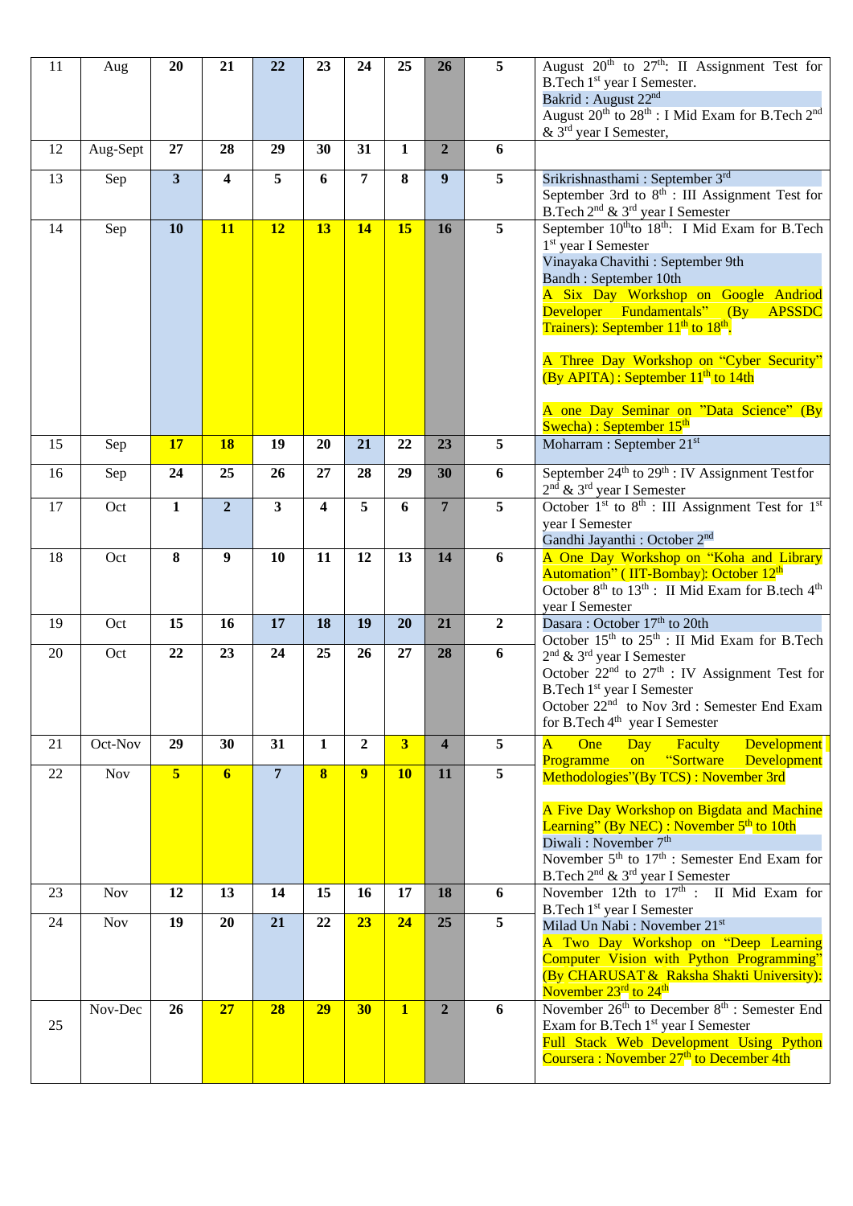| 11 | Aug | 20 | 21 | 22 | 23 | 24 | 25 | 26 | 5 | August 20th to 27th: II Assignment Test for B.Tech 1st year I Semester. Bakrid : August 22nd August 20th to 28th : I Mid Exam for B.Tech 2nd & 3rd year I Semester, |
|---|---|---|---|---|---|---|---|---|---|---|
| 12 | Aug-Sept | 27 | 28 | 29 | 30 | 31 | 1 | 2 | 6 | |
| 13 | Sep | 3 | 4 | 5 | 6 | 7 | 8 | 9 | 5 | Srikrishnasthami : September 3rd September 3rd to 8th : III Assignment Test for B.Tech 2nd & 3rd year I Semester |
| 14 | Sep | 10 | 11 | 12 | 13 | 14 | 15 | 16 | 5 | September 10th to 18th: I Mid Exam for B.Tech 1st year I Semester Vinayaka Chavithi : September 9th Bandh : September 10th A Six Day Workshop on Google Andriod Developer Fundamentals" (By APSSDC Trainers): September 11th to 18th. A Three Day Workshop on "Cyber Security" (By APITA) : September 11th to 14th A one Day Seminar on "Data Science" (By Swecha) : September 15th |
| 15 | Sep | 17 | 18 | 19 | 20 | 21 | 22 | 23 | 5 | Moharram : September 21st |
| 16 | Sep | 24 | 25 | 26 | 27 | 28 | 29 | 30 | 6 | September 24th to 29th : IV Assignment Test for 2nd & 3rd year I Semester |
| 17 | Oct | 1 | 2 | 3 | 4 | 5 | 6 | 7 | 5 | October 1st to 8th : III Assignment Test for 1st year I Semester Gandhi Jayanthi : October 2nd |
| 18 | Oct | 8 | 9 | 10 | 11 | 12 | 13 | 14 | 6 | A One Day Workshop on "Koha and Library Automation" ( IIT-Bombay): October 12th October 8th to 13th : II Mid Exam for B.tech 4th year I Semester |
| 19 | Oct | 15 | 16 | 17 | 18 | 19 | 20 | 21 | 2 | Dasara : October 17th to 20th |
| 20 | Oct | 22 | 23 | 24 | 25 | 26 | 27 | 28 | 6 | October 15th to 25th : II Mid Exam for B.Tech 2nd & 3rd year I Semester October 22nd to 27th : IV Assignment Test for B.Tech 1st year I Semester October 22nd to Nov 3rd : Semester End Exam for B.Tech 4th year I Semester |
| 21 | Oct-Nov | 29 | 30 | 31 | 1 | 2 | 3 | 4 | 5 | A One Day Faculty Development Programme on "Sortware Development Methodologies"(By TCS) : November 3rd |
| 22 | Nov | 5 | 6 | 7 | 8 | 9 | 10 | 11 | 5 | A Five Day Workshop on Bigdata and Machine Learning" (By NEC) : November 5th to 10th Diwali : November 7th November 5th to 17th : Semester End Exam for B.Tech 2nd & 3rd year I Semester |
| 23 | Nov | 12 | 13 | 14 | 15 | 16 | 17 | 18 | 6 | November 12th to 17th : II Mid Exam for B.Tech 1st year I Semester |
| 24 | Nov | 19 | 20 | 21 | 22 | 23 | 24 | 25 | 5 | Milad Un Nabi : November 21st A Two Day Workshop on "Deep Learning Computer Vision with Python Programming" (By CHARUSAT & Raksha Shakti University): November 23rd to 24th |
| 25 | Nov-Dec | 26 | 27 | 28 | 29 | 30 | 1 | 2 | 6 | November 26th to December 8th : Semester End Exam for B.Tech 1st year I Semester Full Stack Web Development Using Python Coursera : November 27th to December 4th |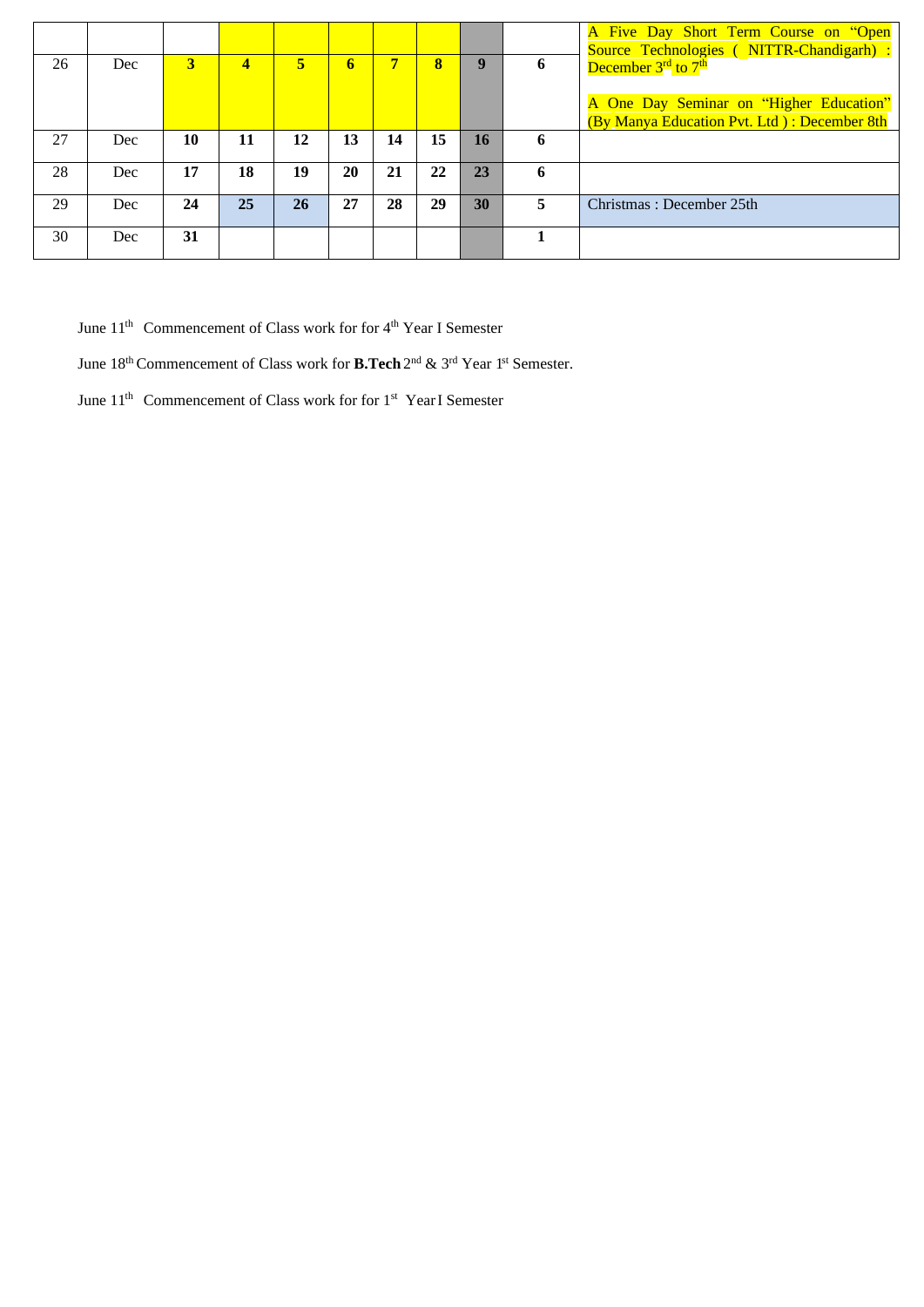| | | | | | | | | | | |
|---|---|---|---|---|---|---|---|---|---|---|
| 26 | Dec | **3** | **4** | **5** | **6** | **7** | **8** | **9** | **6** | A Five Day Short Term Course on "Open Source Technologies ( NITTR-Chandigarh) : December 3rd to 7th<br><br>A One Day Seminar on "Higher Education" (By Manya Education Pvt. Ltd ) : December 8th |
| 27 | Dec | **10** | **11** | **12** | **13** | **14** | **15** | **16** | **6** | |
| 28 | Dec | **17** | **18** | **19** | **20** | **21** | **22** | **23** | **6** | |
| 29 | Dec | **24** | **25** | **26** | **27** | **28** | **29** | **30** | **5** | Christmas : December 25th |
| 30 | Dec | **31** | | | | | | | **1** | |

June 11th Commencement of Class work for for 4th Year I Semester

June 18th Commencement of Class work for **B.Tech** 2nd & 3rd Year 1st Semester.

June 11th Commencement of Class work for for 1st Year I Semester